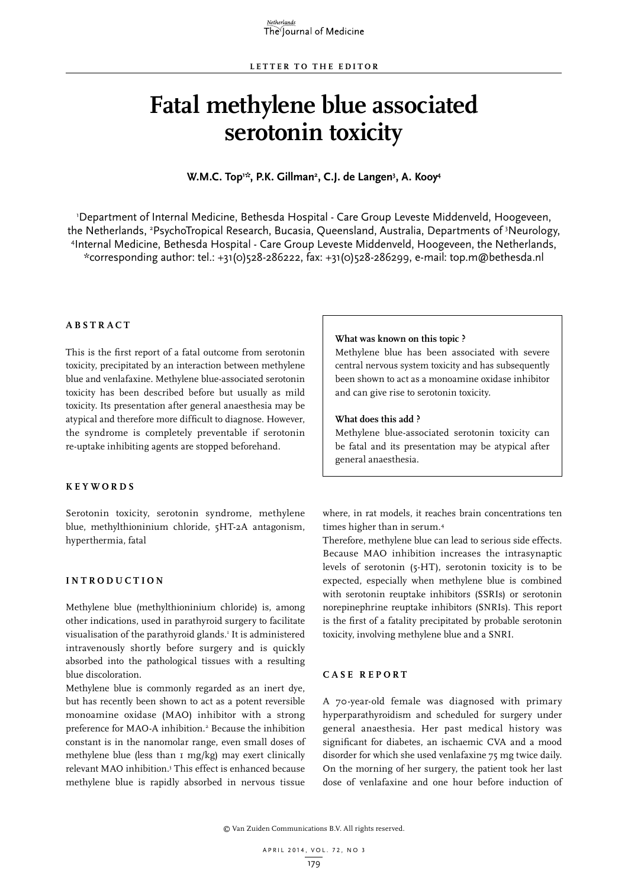LETTER TO THE EDITOR

# Fatal methylene blue associated serotonin toxicity

**W.M.C. Top[1]*, P.K. Gillman[2], C.J. de Langen[3], A. Kooy[4]**

[1]Department of Internal Medicine, Bethesda Hospital - Care Group Leveste Middenveld, Hoogeveen, the Netherlands, [2]PsychoTropical Research, Bucasia, Queensland, Australia, Departments of [3]Neurology, [4]Internal Medicine, Bethesda Hospital - Care Group Leveste Middenveld, Hoogeveen, the Netherlands, *corresponding author: tel.: +31(0)528-286222, fax: +31(0)528-286299, e-mail: top.m@bethesda.nl

## ABSTRACT

This is the first report of a fatal outcome from serotonin toxicity, precipitated by an interaction between methylene blue and venlafaxine. Methylene blue-associated serotonin toxicity has been described before but usually as mild toxicity. Its presentation after general anaesthesia may be atypical and therefore more difficult to diagnose. However, the syndrome is completely preventable if serotonin re-uptake inhibiting agents are stopped beforehand.

**What was known on this topic ?**

Methylene blue has been associated with severe central nervous system toxicity and has subsequently been shown to act as a monoamine oxidase inhibitor and can give rise to serotonin toxicity.

**What does this add ?**

Methylene blue-associated serotonin toxicity can be fatal and its presentation may be atypical after general anaesthesia.

## KEYWORDS

Serotonin toxicity, serotonin syndrome, methylene blue, methylthioninium chloride, 5HT-2A antagonism, hyperthermia, fatal

## INTRODUCTION

Methylene blue (methylthioninium chloride) is, among other indications, used in parathyroid surgery to facilitate visualisation of the parathyroid glands.[1] It is administered intravenously shortly before surgery and is quickly absorbed into the pathological tissues with a resulting blue discoloration.

Methylene blue is commonly regarded as an inert dye, but has recently been shown to act as a potent reversible monoamine oxidase (MAO) inhibitor with a strong preference for MAO-A inhibition.[2] Because the inhibition constant is in the nanomolar range, even small doses of methylene blue (less than 1 mg/kg) may exert clinically relevant MAO inhibition.[3] This effect is enhanced because methylene blue is rapidly absorbed in nervous tissue where, in rat models, it reaches brain concentrations ten times higher than in serum.[4]

Therefore, methylene blue can lead to serious side effects. Because MAO inhibition increases the intrasynaptic levels of serotonin (5-HT), serotonin toxicity is to be expected, especially when methylene blue is combined with serotonin reuptake inhibitors (SSRIs) or serotonin norepinephrine reuptake inhibitors (SNRIs). This report is the first of a fatality precipitated by probable serotonin toxicity, involving methylene blue and a SNRI.

## CASE REPORT

A 70-year-old female was diagnosed with primary hyperparathyroidism and scheduled for surgery under general anaesthesia. Her past medical history was significant for diabetes, an ischaemic CVA and a mood disorder for which she used venlafaxine 75 mg twice daily. On the morning of her surgery, the patient took her last dose of venlafaxine and one hour before induction of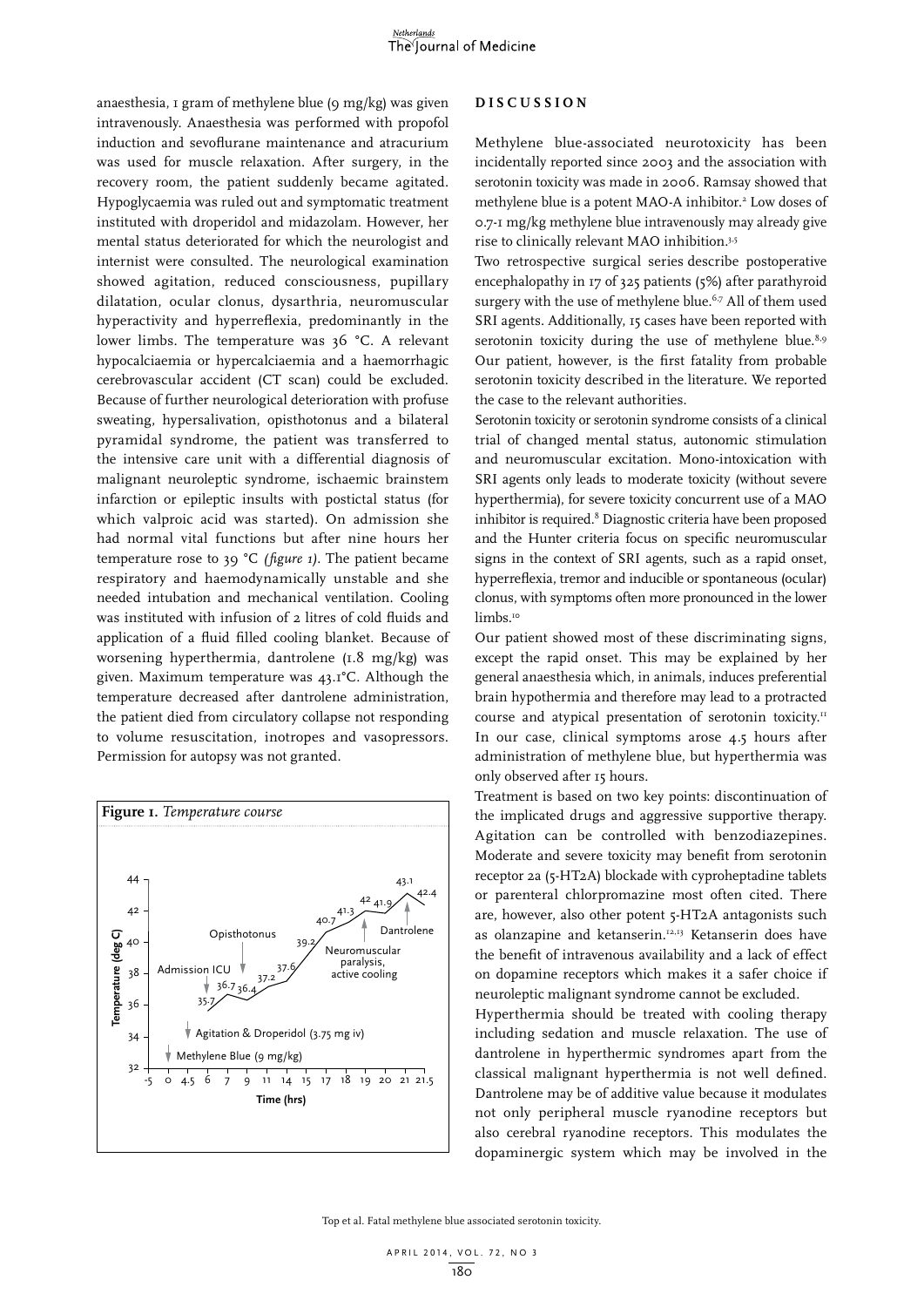anaesthesia, 1 gram of methylene blue (9 mg/kg) was given intravenously. Anaesthesia was performed with propofol induction and sevoflurane maintenance and atracurium was used for muscle relaxation. After surgery, in the recovery room, the patient suddenly became agitated. Hypoglycaemia was ruled out and symptomatic treatment instituted with droperidol and midazolam. However, her mental status deteriorated for which the neurologist and internist were consulted. The neurological examination showed agitation, reduced consciousness, pupillary dilatation, ocular clonus, dysarthria, neuromuscular hyperactivity and hyperreflexia, predominantly in the lower limbs. The temperature was 36 °C. A relevant hypocalciaemia or hypercalciaemia and a haemorrhagic cerebrovascular accident (CT scan) could be excluded. Because of further neurological deterioration with profuse sweating, hypersalivation, opisthotonus and a bilateral pyramidal syndrome, the patient was transferred to the intensive care unit with a differential diagnosis of malignant neuroleptic syndrome, ischaemic brainstem infarction or epileptic insults with postictal status (for which valproic acid was started). On admission she had normal vital functions but after nine hours her temperature rose to 39 °C (*figure 1*). The patient became respiratory and haemodynamically unstable and she needed intubation and mechanical ventilation. Cooling was instituted with infusion of 2 litres of cold fluids and application of a fluid filled cooling blanket. Because of worsening hyperthermia, dantrolene (1.8 mg/kg) was given. Maximum temperature was 43.1°C. Although the temperature decreased after dantrolene administration, the patient died from circulatory collapse not responding to volume resuscitation, inotropes and vasopressors. Permission for autopsy was not granted.

**Figure 1.** *Temperature course*

## DISCUSSION

Methylene blue-associated neurotoxicity has been incidentally reported since 2003 and the association with serotonin toxicity was made in 2006. Ramsay showed that methylene blue is a potent MAO-A inhibitor.[2] Low doses of 0.7-1 mg/kg methylene blue intravenously may already give rise to clinically relevant MAO inhibition.[3-5]

Two retrospective surgical series describe postoperative encephalopathy in 17 of 325 patients (5%) after parathyroid surgery with the use of methylene blue.[6,7] All of them used SRI agents. Additionally, 15 cases have been reported with serotonin toxicity during the use of methylene blue.[8,9] Our patient, however, is the first fatality from probable serotonin toxicity described in the literature. We reported the case to the relevant authorities.

Serotonin toxicity or serotonin syndrome consists of a clinical trial of changed mental status, autonomic stimulation and neuromuscular excitation. Mono-intoxication with SRI agents only leads to moderate toxicity (without severe hyperthermia), for severe toxicity concurrent use of a MAO inhibitor is required.[8] Diagnostic criteria have been proposed and the Hunter criteria focus on specific neuromuscular signs in the context of SRI agents, such as a rapid onset, hyperreflexia, tremor and inducible or spontaneous (ocular) clonus, with symptoms often more pronounced in the lower limbs.[10]

Our patient showed most of these discriminating signs, except the rapid onset. This may be explained by her general anaesthesia which, in animals, induces preferential brain hypothermia and therefore may lead to a protracted course and atypical presentation of serotonin toxicity.[11] In our case, clinical symptoms arose 4.5 hours after administration of methylene blue, but hyperthermia was only observed after 15 hours.

Treatment is based on two key points: discontinuation of the implicated drugs and aggressive supportive therapy. Agitation can be controlled with benzodiazepines. Moderate and severe toxicity may benefit from serotonin receptor 2a (5-HT2A) blockade with cyproheptadine tablets or parenteral chlorpromazine most often cited. There are, however, also other potent 5-HT2A antagonists such as olanzapine and ketanserin.[12,13] Ketanserin does have the benefit of intravenous availability and a lack of effect on dopamine receptors which makes it a safer choice if neuroleptic malignant syndrome cannot be excluded.

Hyperthermia should be treated with cooling therapy including sedation and muscle relaxation. The use of dantrolene in hyperthermic syndromes apart from the classical malignant hyperthermia is not well defined. Dantrolene may be of additive value because it modulates not only peripheral muscle ryanodine receptors but also cerebral ryanodine receptors. This modulates the dopaminergic system which may be involved in the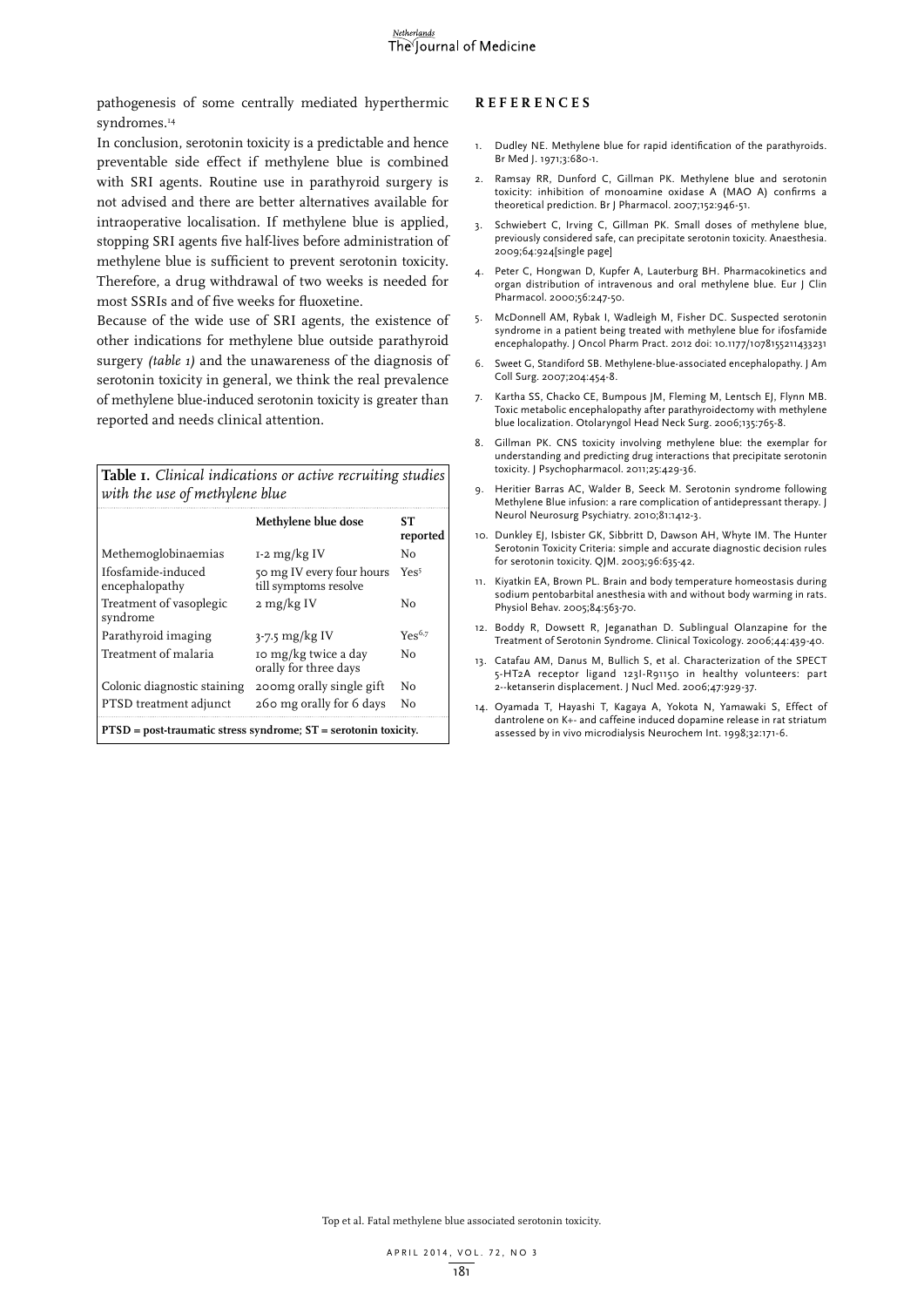pathogenesis of some centrally mediated hyperthermic syndromes.[14]

In conclusion, serotonin toxicity is a predictable and hence preventable side effect if methylene blue is combined with SRI agents. Routine use in parathyroid surgery is not advised and there are better alternatives available for intraoperative localisation. If methylene blue is applied, stopping SRI agents five half-lives before administration of methylene blue is sufficient to prevent serotonin toxicity. Therefore, a drug withdrawal of two weeks is needed for most SSRIs and of five weeks for fluoxetine.

Because of the wide use of SRI agents, the existence of other indications for methylene blue outside parathyroid surgery *(table 1)* and the unawareness of the diagnosis of serotonin toxicity in general, we think the real prevalence of methylene blue-induced serotonin toxicity is greater than reported and needs clinical attention.

**Table 1.** *Clinical indications or active recruiting studies with the use of methylene blue*

| | Methylene blue dose | ST reported |
|---|---|---|
| Methemoglobinaemias | 1-2 mg/kg IV | No |
| Ifosfamide-induced encephalopathy | 50 mg IV every four hours till symptoms resolve | Yes[5] |
| Treatment of vasoplegic syndrome | 2 mg/kg IV | No |
| Parathyroid imaging | 3-7.5 mg/kg IV | Yes[6,7] |
| Treatment of malaria | 10 mg/kg twice a day orally for three days | No |
| Colonic diagnostic staining | 200mg orally single gift | No |
| PTSD treatment adjunct | 260 mg orally for 6 days | No |

**PTSD = post-traumatic stress syndrome; ST = serotonin toxicity.**

## REFERENCES

1. Dudley NE. Methylene blue for rapid identification of the parathyroids. Br Med J. 1971;3:680-1.
2. Ramsay RR, Dunford C, Gillman PK. Methylene blue and serotonin toxicity: inhibition of monoamine oxidase A (MAO A) confirms a theoretical prediction. Br J Pharmacol. 2007;152:946-51.
3. Schwiebert C, Irving C, Gillman PK. Small doses of methylene blue, previously considered safe, can precipitate serotonin toxicity. Anaesthesia. 2009;64:924[single page]
4. Peter C, Hongwan D, Kupfer A, Lauterburg BH. Pharmacokinetics and organ distribution of intravenous and oral methylene blue. Eur J Clin Pharmacol. 2000;56:247-50.
5. McDonnell AM, Rybak I, Wadleigh M, Fisher DC. Suspected serotonin syndrome in a patient being treated with methylene blue for ifosfamide encephalopathy. J Oncol Pharm Pract. 2012 doi: 10.1177/1078155211433231
6. Sweet G, Standiford SB. Methylene-blue-associated encephalopathy. J Am Coll Surg. 2007;204:454-8.
7. Kartha SS, Chacko CE, Bumpous JM, Fleming M, Lentsch EJ, Flynn MB. Toxic metabolic encephalopathy after parathyroidectomy with methylene blue localization. Otolaryngol Head Neck Surg. 2006;135:765-8.
8. Gillman PK. CNS toxicity involving methylene blue: the exemplar for understanding and predicting drug interactions that precipitate serotonin toxicity. J Psychopharmacol. 2011;25:429-36.
9. Heritier Barras AC, Walder B, Seeck M. Serotonin syndrome following Methylene Blue infusion: a rare complication of antidepressant therapy. J Neurol Neurosurg Psychiatry. 2010;81:1412-3.
10. Dunkley EJ, Isbister GK, Sibbritt D, Dawson AH, Whyte IM. The Hunter Serotonin Toxicity Criteria: simple and accurate diagnostic decision rules for serotonin toxicity. QJM. 2003;96:635-42.
11. Kiyatkin EA, Brown PL. Brain and body temperature homeostasis during sodium pentobarbital anesthesia with and without body warming in rats. Physiol Behav. 2005;84:563-70.
12. Boddy R, Dowsett R, Jeganathan D. Sublingual Olanzapine for the Treatment of Serotonin Syndrome. Clinical Toxicology. 2006;44:439-40.
13. Catafau AM, Danus M, Bullich S, et al. Characterization of the SPECT 5-HT2A receptor ligand 123I-R91150 in healthy volunteers: part 2--ketanserin displacement. J Nucl Med. 2006;47:929-37.
14. Oyamada T, Hayashi T, Kagaya A, Yokota N, Yamawaki S, Effect of dantrolene on K+- and caffeine induced dopamine release in rat striatum assessed by in vivo microdialysis Neurochem Int. 1998;32:171-6.